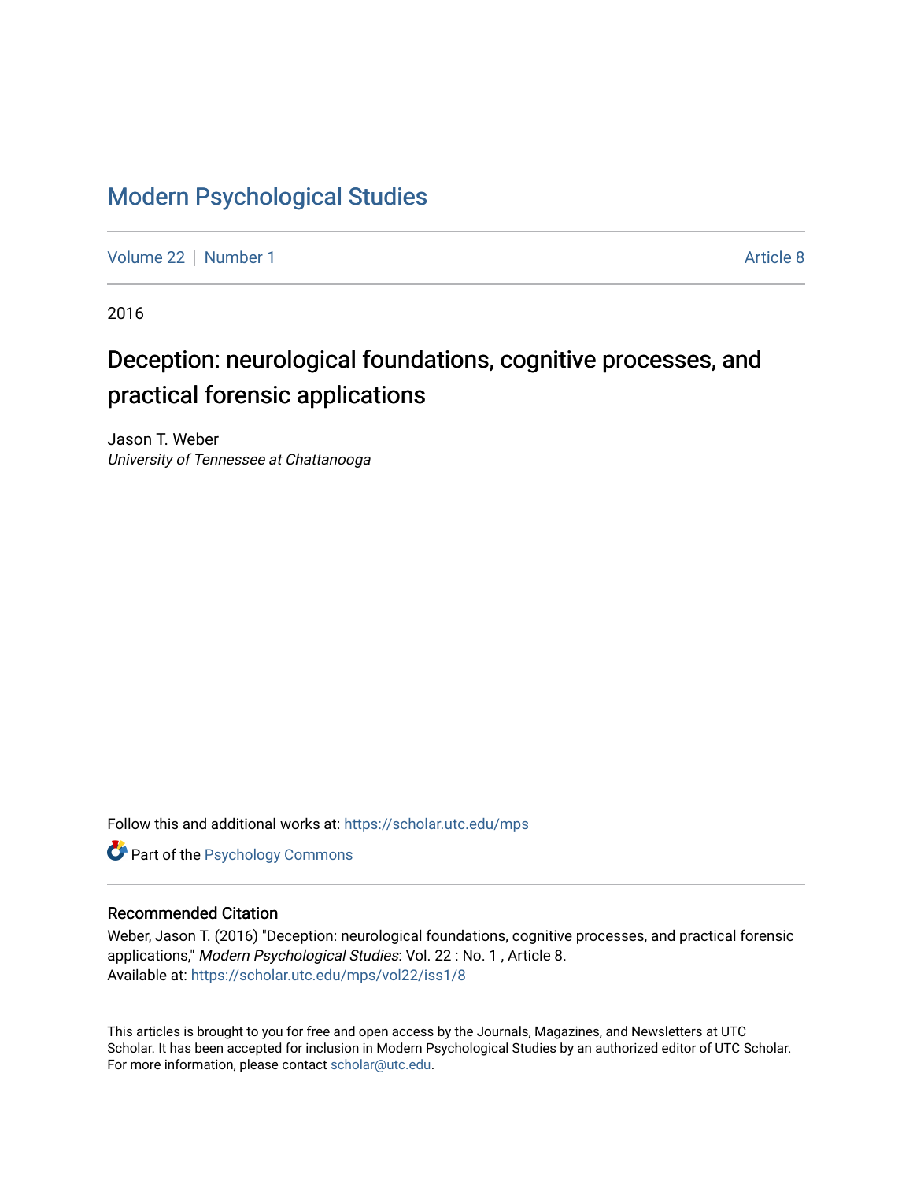# Modern Psychological Studies

Volume 22 | Number 1 | Article 8

2016

## Deception: neurological foundations, cognitive processes, and practical forensic applications

Jason T. Weber
*University of Tennessee at Chattanooga*

Follow this and additional works at: https://scholar.utc.edu/mps

Part of the Psychology Commons

### Recommended Citation

Weber, Jason T. (2016) "Deception: neurological foundations, cognitive processes, and practical forensic applications," *Modern Psychological Studies*: Vol. 22 : No. 1 , Article 8.
Available at: https://scholar.utc.edu/mps/vol22/iss1/8

This articles is brought to you for free and open access by the Journals, Magazines, and Newsletters at UTC Scholar. It has been accepted for inclusion in Modern Psychological Studies by an authorized editor of UTC Scholar. For more information, please contact scholar@utc.edu.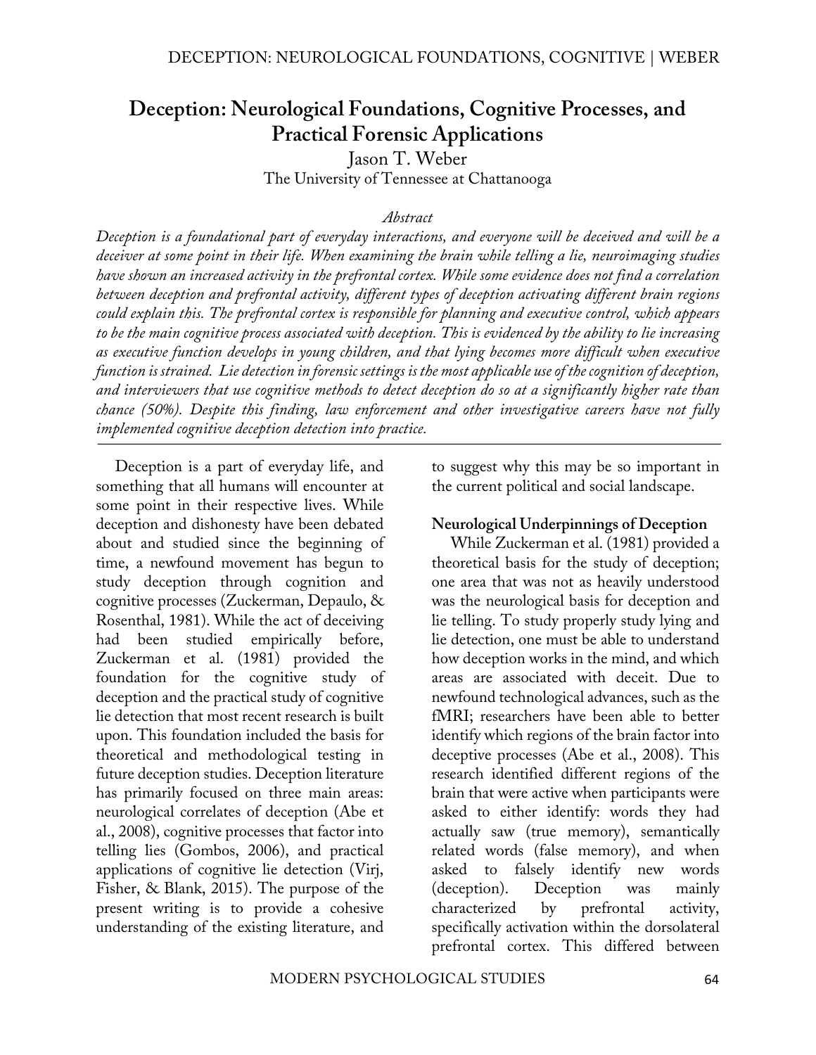# Deception: Neurological Foundations, Cognitive Processes, and Practical Forensic Applications

Jason T. Weber

The University of Tennessee at Chattanooga

*Abstract*

*Deception is a foundational part of everyday interactions, and everyone will be deceived and will be a deceiver at some point in their life. When examining the brain while telling a lie, neuroimaging studies have shown an increased activity in the prefrontal cortex. While some evidence does not find a correlation between deception and prefrontal activity, different types of deception activating different brain regions could explain this. The prefrontal cortex is responsible for planning and executive control, which appears to be the main cognitive process associated with deception. This is evidenced by the ability to lie increasing as executive function develops in young children, and that lying becomes more difficult when executive function is strained. Lie detection in forensic settings is the most applicable use of the cognition of deception, and interviewers that use cognitive methods to detect deception do so at a significantly higher rate than chance (50%). Despite this finding, law enforcement and other investigative careers have not fully implemented cognitive deception detection into practice.*

Deception is a part of everyday life, and something that all humans will encounter at some point in their respective lives. While deception and dishonesty have been debated about and studied since the beginning of time, a newfound movement has begun to study deception through cognition and cognitive processes (Zuckerman, Depaulo, & Rosenthal, 1981). While the act of deceiving had been studied empirically before, Zuckerman et al. (1981) provided the foundation for the cognitive study of deception and the practical study of cognitive lie detection that most recent research is built upon. This foundation included the basis for theoretical and methodological testing in future deception studies. Deception literature has primarily focused on three main areas: neurological correlates of deception (Abe et al., 2008), cognitive processes that factor into telling lies (Gombos, 2006), and practical applications of cognitive lie detection (Virj, Fisher, & Blank, 2015). The purpose of the present writing is to provide a cohesive understanding of the existing literature, and to suggest why this may be so important in the current political and social landscape.

**Neurological Underpinnings of Deception**

While Zuckerman et al. (1981) provided a theoretical basis for the study of deception; one area that was not as heavily understood was the neurological basis for deception and lie telling. To study properly study lying and lie detection, one must be able to understand how deception works in the mind, and which areas are associated with deceit. Due to newfound technological advances, such as the fMRI; researchers have been able to better identify which regions of the brain factor into deceptive processes (Abe et al., 2008). This research identified different regions of the brain that were active when participants were asked to either identify: words they had actually saw (true memory), semantically related words (false memory), and when asked to falsely identify new words (deception). Deception was mainly characterized by prefrontal activity, specifically activation within the dorsolateral prefrontal cortex. This differed between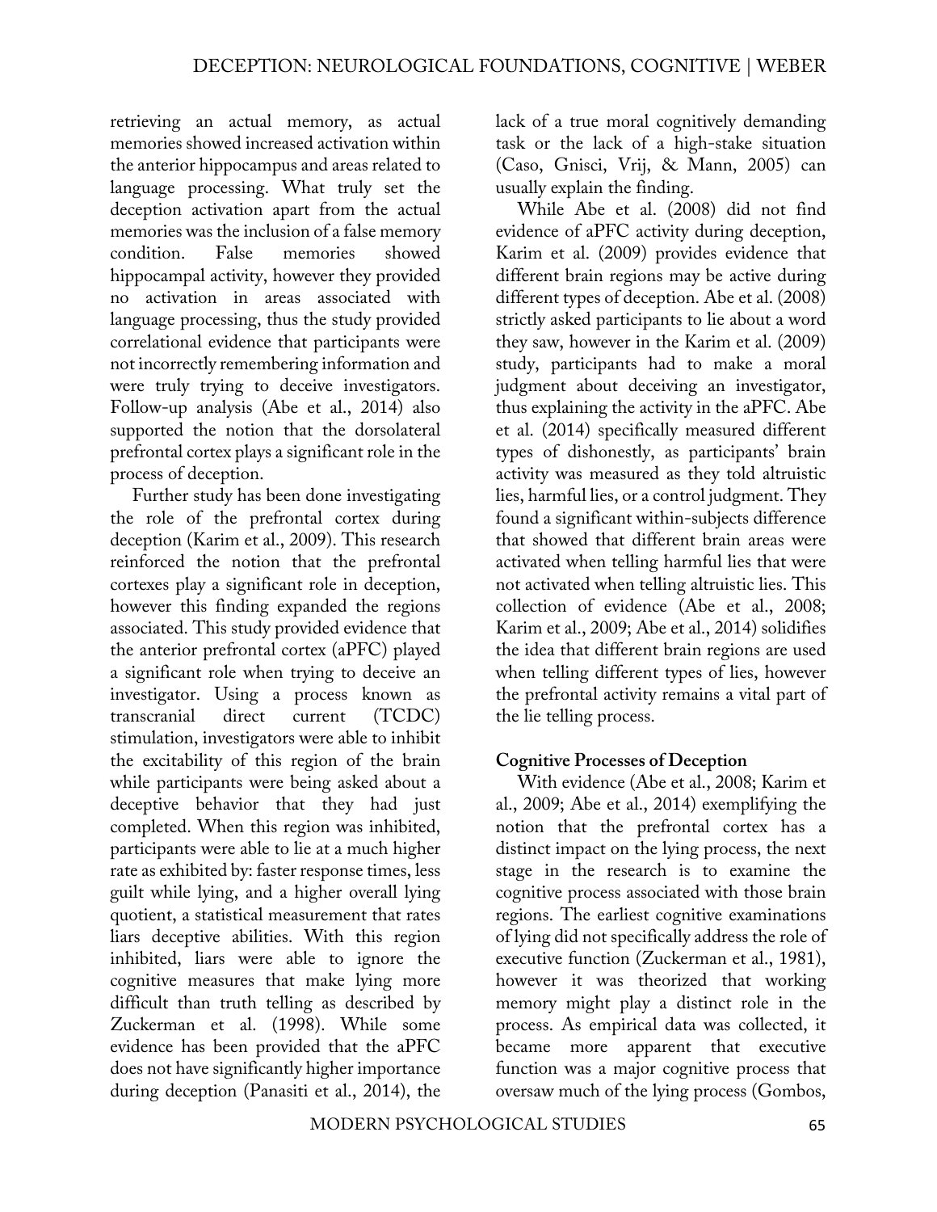retrieving an actual memory, as actual memories showed increased activation within the anterior hippocampus and areas related to language processing. What truly set the deception activation apart from the actual memories was the inclusion of a false memory condition. False memories showed hippocampal activity, however they provided no activation in areas associated with language processing, thus the study provided correlational evidence that participants were not incorrectly remembering information and were truly trying to deceive investigators. Follow-up analysis (Abe et al., 2014) also supported the notion that the dorsolateral prefrontal cortex plays a significant role in the process of deception.

Further study has been done investigating the role of the prefrontal cortex during deception (Karim et al., 2009). This research reinforced the notion that the prefrontal cortexes play a significant role in deception, however this finding expanded the regions associated. This study provided evidence that the anterior prefrontal cortex (aPFC) played a significant role when trying to deceive an investigator. Using a process known as transcranial direct current (TCDC) stimulation, investigators were able to inhibit the excitability of this region of the brain while participants were being asked about a deceptive behavior that they had just completed. When this region was inhibited, participants were able to lie at a much higher rate as exhibited by: faster response times, less guilt while lying, and a higher overall lying quotient, a statistical measurement that rates liars deceptive abilities. With this region inhibited, liars were able to ignore the cognitive measures that make lying more difficult than truth telling as described by Zuckerman et al. (1998). While some evidence has been provided that the aPFC does not have significantly higher importance during deception (Panasiti et al., 2014), the lack of a true moral cognitively demanding task or the lack of a high-stake situation (Caso, Gnisci, Vrij, & Mann, 2005) can usually explain the finding.

While Abe et al. (2008) did not find evidence of aPFC activity during deception, Karim et al. (2009) provides evidence that different brain regions may be active during different types of deception. Abe et al. (2008) strictly asked participants to lie about a word they saw, however in the Karim et al. (2009) study, participants had to make a moral judgment about deceiving an investigator, thus explaining the activity in the aPFC. Abe et al. (2014) specifically measured different types of dishonestly, as participants' brain activity was measured as they told altruistic lies, harmful lies, or a control judgment. They found a significant within-subjects difference that showed that different brain areas were activated when telling harmful lies that were not activated when telling altruistic lies. This collection of evidence (Abe et al., 2008; Karim et al., 2009; Abe et al., 2014) solidifies the idea that different brain regions are used when telling different types of lies, however the prefrontal activity remains a vital part of the lie telling process.

## Cognitive Processes of Deception

With evidence (Abe et al., 2008; Karim et al., 2009; Abe et al., 2014) exemplifying the notion that the prefrontal cortex has a distinct impact on the lying process, the next stage in the research is to examine the cognitive process associated with those brain regions. The earliest cognitive examinations of lying did not specifically address the role of executive function (Zuckerman et al., 1981), however it was theorized that working memory might play a distinct role in the process. As empirical data was collected, it became more apparent that executive function was a major cognitive process that oversaw much of the lying process (Gombos,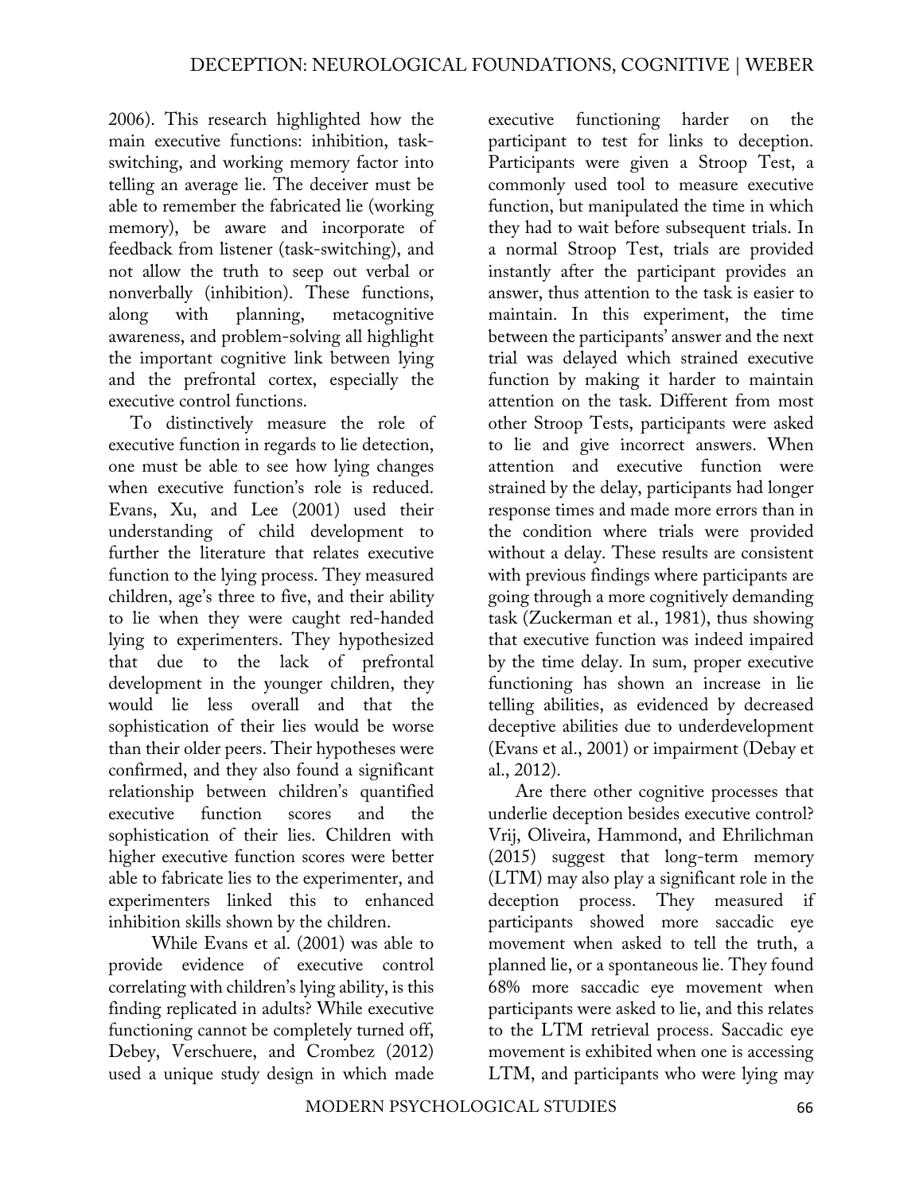2006). This research highlighted how the main executive functions: inhibition, task-switching, and working memory factor into telling an average lie. The deceiver must be able to remember the fabricated lie (working memory), be aware and incorporate of feedback from listener (task-switching), and not allow the truth to seep out verbal or nonverbally (inhibition). These functions, along with planning, metacognitive awareness, and problem-solving all highlight the important cognitive link between lying and the prefrontal cortex, especially the executive control functions.

To distinctively measure the role of executive function in regards to lie detection, one must be able to see how lying changes when executive function's role is reduced. Evans, Xu, and Lee (2001) used their understanding of child development to further the literature that relates executive function to the lying process. They measured children, age's three to five, and their ability to lie when they were caught red-handed lying to experimenters. They hypothesized that due to the lack of prefrontal development in the younger children, they would lie less overall and that the sophistication of their lies would be worse than their older peers. Their hypotheses were confirmed, and they also found a significant relationship between children's quantified executive function scores and the sophistication of their lies. Children with higher executive function scores were better able to fabricate lies to the experimenter, and experimenters linked this to enhanced inhibition skills shown by the children.

While Evans et al. (2001) was able to provide evidence of executive control correlating with children's lying ability, is this finding replicated in adults? While executive functioning cannot be completely turned off, Debey, Verschuere, and Crombez (2012) used a unique study design in which made executive functioning harder on the participant to test for links to deception. Participants were given a Stroop Test, a commonly used tool to measure executive function, but manipulated the time in which they had to wait before subsequent trials. In a normal Stroop Test, trials are provided instantly after the participant provides an answer, thus attention to the task is easier to maintain. In this experiment, the time between the participants' answer and the next trial was delayed which strained executive function by making it harder to maintain attention on the task. Different from most other Stroop Tests, participants were asked to lie and give incorrect answers. When attention and executive function were strained by the delay, participants had longer response times and made more errors than in the condition where trials were provided without a delay. These results are consistent with previous findings where participants are going through a more cognitively demanding task (Zuckerman et al., 1981), thus showing that executive function was indeed impaired by the time delay. In sum, proper executive functioning has shown an increase in lie telling abilities, as evidenced by decreased deceptive abilities due to underdevelopment (Evans et al., 2001) or impairment (Debay et al., 2012).

Are there other cognitive processes that underlie deception besides executive control? Vrij, Oliveira, Hammond, and Ehrilichman (2015) suggest that long-term memory (LTM) may also play a significant role in the deception process. They measured if participants showed more saccadic eye movement when asked to tell the truth, a planned lie, or a spontaneous lie. They found 68% more saccadic eye movement when participants were asked to lie, and this relates to the LTM retrieval process. Saccadic eye movement is exhibited when one is accessing LTM, and participants who were lying may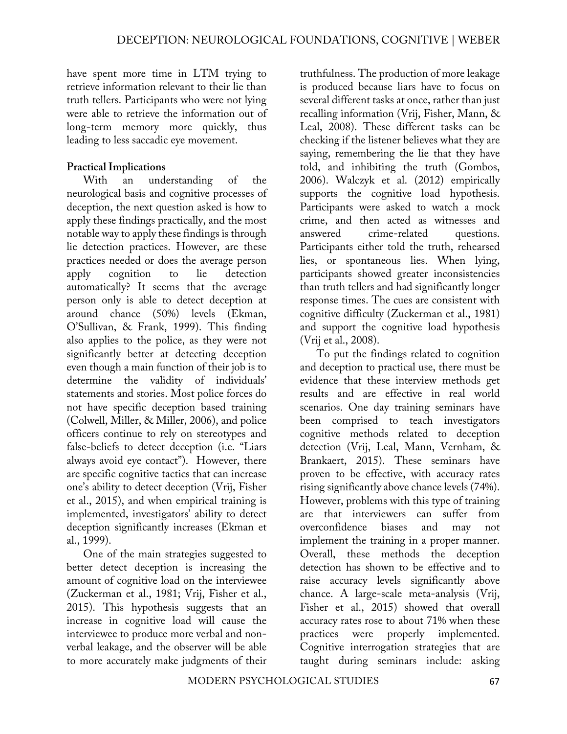have spent more time in LTM trying to retrieve information relevant to their lie than truth tellers. Participants who were not lying were able to retrieve the information out of long-term memory more quickly, thus leading to less saccadic eye movement.

**Practical Implications**

With an understanding of the neurological basis and cognitive processes of deception, the next question asked is how to apply these findings practically, and the most notable way to apply these findings is through lie detection practices. However, are these practices needed or does the average person apply cognition to lie detection automatically? It seems that the average person only is able to detect deception at around chance (50%) levels (Ekman, O'Sullivan, & Frank, 1999). This finding also applies to the police, as they were not significantly better at detecting deception even though a main function of their job is to determine the validity of individuals' statements and stories. Most police forces do not have specific deception based training (Colwell, Miller, & Miller, 2006), and police officers continue to rely on stereotypes and false-beliefs to detect deception (i.e. "Liars always avoid eye contact"). However, there are specific cognitive tactics that can increase one's ability to detect deception (Vrij, Fisher et al., 2015), and when empirical training is implemented, investigators' ability to detect deception significantly increases (Ekman et al., 1999).

One of the main strategies suggested to better detect deception is increasing the amount of cognitive load on the interviewee (Zuckerman et al., 1981; Vrij, Fisher et al., 2015). This hypothesis suggests that an increase in cognitive load will cause the interviewee to produce more verbal and non-verbal leakage, and the observer will be able to more accurately make judgments of their truthfulness. The production of more leakage is produced because liars have to focus on several different tasks at once, rather than just recalling information (Vrij, Fisher, Mann, & Leal, 2008). These different tasks can be checking if the listener believes what they are saying, remembering the lie that they have told, and inhibiting the truth (Gombos, 2006). Walczyk et al. (2012) empirically supports the cognitive load hypothesis. Participants were asked to watch a mock crime, and then acted as witnesses and answered crime-related questions. Participants either told the truth, rehearsed lies, or spontaneous lies. When lying, participants showed greater inconsistencies than truth tellers and had significantly longer response times. The cues are consistent with cognitive difficulty (Zuckerman et al., 1981) and support the cognitive load hypothesis (Vrij et al., 2008).

To put the findings related to cognition and deception to practical use, there must be evidence that these interview methods get results and are effective in real world scenarios. One day training seminars have been comprised to teach investigators cognitive methods related to deception detection (Vrij, Leal, Mann, Vernham, & Brankaert, 2015). These seminars have proven to be effective, with accuracy rates rising significantly above chance levels (74%). However, problems with this type of training are that interviewers can suffer from overconfidence biases and may not implement the training in a proper manner. Overall, these methods the deception detection has shown to be effective and to raise accuracy levels significantly above chance. A large-scale meta-analysis (Vrij, Fisher et al., 2015) showed that overall accuracy rates rose to about 71% when these practices were properly implemented. Cognitive interrogation strategies that are taught during seminars include: asking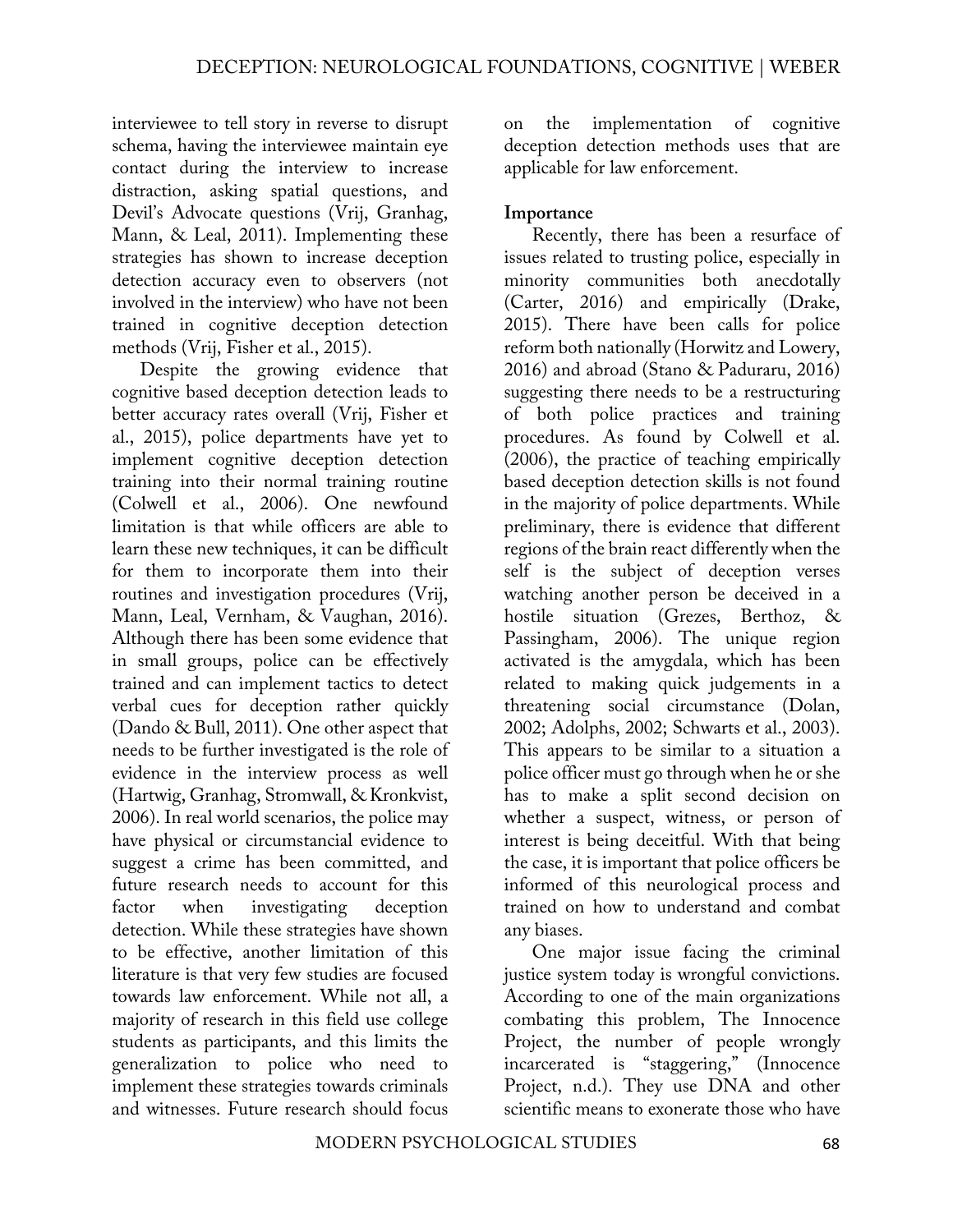interviewee to tell story in reverse to disrupt schema, having the interviewee maintain eye contact during the interview to increase distraction, asking spatial questions, and Devil's Advocate questions (Vrij, Granhag, Mann, & Leal, 2011). Implementing these strategies has shown to increase deception detection accuracy even to observers (not involved in the interview) who have not been trained in cognitive deception detection methods (Vrij, Fisher et al., 2015).

Despite the growing evidence that cognitive based deception detection leads to better accuracy rates overall (Vrij, Fisher et al., 2015), police departments have yet to implement cognitive deception detection training into their normal training routine (Colwell et al., 2006). One newfound limitation is that while officers are able to learn these new techniques, it can be difficult for them to incorporate them into their routines and investigation procedures (Vrij, Mann, Leal, Vernham, & Vaughan, 2016). Although there has been some evidence that in small groups, police can be effectively trained and can implement tactics to detect verbal cues for deception rather quickly (Dando & Bull, 2011). One other aspect that needs to be further investigated is the role of evidence in the interview process as well (Hartwig, Granhag, Stromwall, & Kronkvist, 2006). In real world scenarios, the police may have physical or circumstancial evidence to suggest a crime has been committed, and future research needs to account for this factor when investigating deception detection. While these strategies have shown to be effective, another limitation of this literature is that very few studies are focused towards law enforcement. While not all, a majority of research in this field use college students as participants, and this limits the generalization to police who need to implement these strategies towards criminals and witnesses. Future research should focus on the implementation of cognitive deception detection methods uses that are applicable for law enforcement.

**Importance**

Recently, there has been a resurface of issues related to trusting police, especially in minority communities both anecdotally (Carter, 2016) and empirically (Drake, 2015). There have been calls for police reform both nationally (Horwitz and Lowery, 2016) and abroad (Stano & Paduraru, 2016) suggesting there needs to be a restructuring of both police practices and training procedures. As found by Colwell et al. (2006), the practice of teaching empirically based deception detection skills is not found in the majority of police departments. While preliminary, there is evidence that different regions of the brain react differently when the self is the subject of deception verses watching another person be deceived in a hostile situation (Grezes, Berthoz, & Passingham, 2006). The unique region activated is the amygdala, which has been related to making quick judgements in a threatening social circumstance (Dolan, 2002; Adolphs, 2002; Schwarts et al., 2003). This appears to be similar to a situation a police officer must go through when he or she has to make a split second decision on whether a suspect, witness, or person of interest is being deceitful. With that being the case, it is important that police officers be informed of this neurological process and trained on how to understand and combat any biases.

One major issue facing the criminal justice system today is wrongful convictions. According to one of the main organizations combating this problem, The Innocence Project, the number of people wrongly incarcerated is "staggering," (Innocence Project, n.d.). They use DNA and other scientific means to exonerate those who have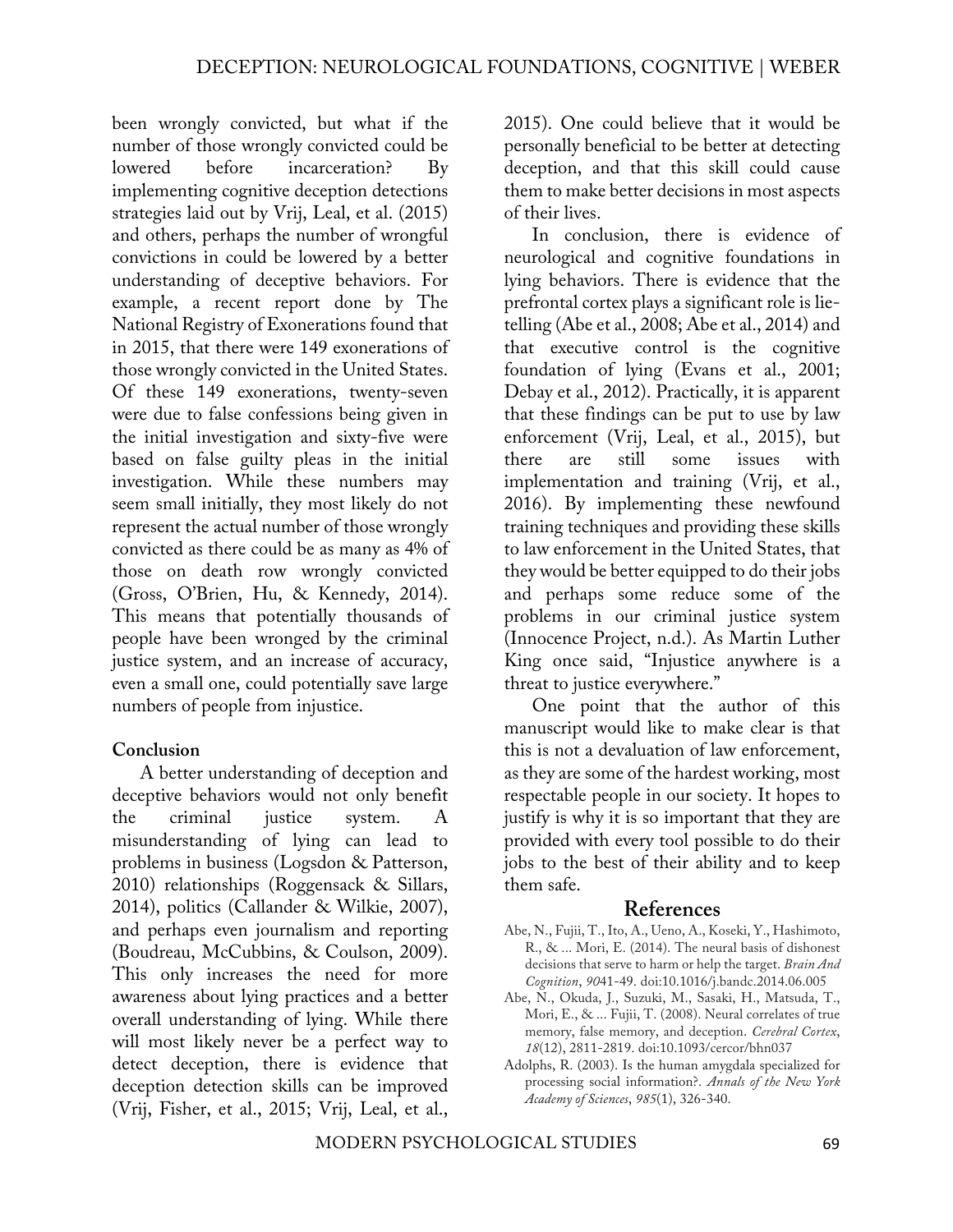been wrongly convicted, but what if the number of those wrongly convicted could be lowered before incarceration? By implementing cognitive deception detections strategies laid out by Vrij, Leal, et al. (2015) and others, perhaps the number of wrongful convictions in could be lowered by a better understanding of deceptive behaviors. For example, a recent report done by The National Registry of Exonerations found that in 2015, that there were 149 exonerations of those wrongly convicted in the United States. Of these 149 exonerations, twenty-seven were due to false confessions being given in the initial investigation and sixty-five were based on false guilty pleas in the initial investigation. While these numbers may seem small initially, they most likely do not represent the actual number of those wrongly convicted as there could be as many as 4% of those on death row wrongly convicted (Gross, O'Brien, Hu, & Kennedy, 2014). This means that potentially thousands of people have been wronged by the criminal justice system, and an increase of accuracy, even a small one, could potentially save large numbers of people from injustice.

## Conclusion

A better understanding of deception and deceptive behaviors would not only benefit the criminal justice system. A misunderstanding of lying can lead to problems in business (Logsdon & Patterson, 2010) relationships (Roggensack & Sillars, 2014), politics (Callander & Wilkie, 2007), and perhaps even journalism and reporting (Boudreau, McCubbins, & Coulson, 2009). This only increases the need for more awareness about lying practices and a better overall understanding of lying. While there will most likely never be a perfect way to detect deception, there is evidence that deception detection skills can be improved (Vrij, Fisher, et al., 2015; Vrij, Leal, et al., 2015). One could believe that it would be personally beneficial to be better at detecting deception, and that this skill could cause them to make better decisions in most aspects of their lives.

In conclusion, there is evidence of neurological and cognitive foundations in lying behaviors. There is evidence that the prefrontal cortex plays a significant role is lie-telling (Abe et al., 2008; Abe et al., 2014) and that executive control is the cognitive foundation of lying (Evans et al., 2001; Debay et al., 2012). Practically, it is apparent that these findings can be put to use by law enforcement (Vrij, Leal, et al., 2015), but there are still some issues with implementation and training (Vrij, et al., 2016). By implementing these newfound training techniques and providing these skills to law enforcement in the United States, that they would be better equipped to do their jobs and perhaps some reduce some of the problems in our criminal justice system (Innocence Project, n.d.). As Martin Luther King once said, "Injustice anywhere is a threat to justice everywhere."

One point that the author of this manuscript would like to make clear is that this is not a devaluation of law enforcement, as they are some of the hardest working, most respectable people in our society. It hopes to justify is why it is so important that they are provided with every tool possible to do their jobs to the best of their ability and to keep them safe.

## References

Abe, N., Fujii, T., Ito, A., Ueno, A., Koseki, Y., Hashimoto, R., & ... Mori, E. (2014). The neural basis of dishonest decisions that serve to harm or help the target. *Brain And Cognition*, *90*41-49. doi:10.1016/j.bandc.2014.06.005

Abe, N., Okuda, J., Suzuki, M., Sasaki, H., Matsuda, T., Mori, E., & ... Fujii, T. (2008). Neural correlates of true memory, false memory, and deception. *Cerebral Cortex*, *18*(12), 2811-2819. doi:10.1093/cercor/bhn037

Adolphs, R. (2003). Is the human amygdala specialized for processing social information?. *Annals of the New York Academy of Sciences*, *985*(1), 326-340.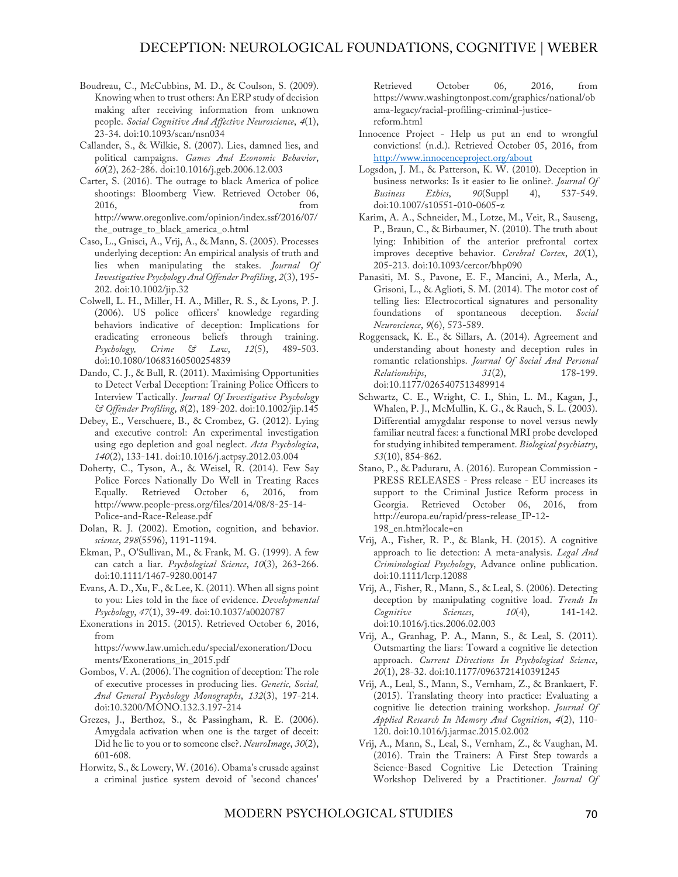Boudreau, C., McCubbins, M. D., & Coulson, S. (2009). Knowing when to trust others: An ERP study of decision making after receiving information from unknown people. *Social Cognitive And Affective Neuroscience*, *4*(1), 23-34. doi:10.1093/scan/nsn034

Callander, S., & Wilkie, S. (2007). Lies, damned lies, and political campaigns. *Games And Economic Behavior*, *60*(2), 262-286. doi:10.1016/j.geb.2006.12.003

Carter, S. (2016). The outrage to black America of police shootings: Bloomberg View. Retrieved October 06, 2016, from http://www.oregonlive.com/opinion/index.ssf/2016/07/the_outrage_to_black_america_o.html

Caso, L., Gnisci, A., Vrij, A., & Mann, S. (2005). Processes underlying deception: An empirical analysis of truth and lies when manipulating the stakes. *Journal Of Investigative Psychology And Offender Profiling*, *2*(3), 195-202. doi:10.1002/jip.32

Colwell, L. H., Miller, H. A., Miller, R. S., & Lyons, P. J. (2006). US police officers' knowledge regarding behaviors indicative of deception: Implications for eradicating erroneous beliefs through training. *Psychology, Crime & Law*, *12*(5), 489-503. doi:10.1080/10683160500254839

Dando, C. J., & Bull, R. (2011). Maximising Opportunities to Detect Verbal Deception: Training Police Officers to Interview Tactically. *Journal Of Investigative Psychology & Offender Profiling*, *8*(2), 189-202. doi:10.1002/jip.145

Debey, E., Verschuere, B., & Crombez, G. (2012). Lying and executive control: An experimental investigation using ego depletion and goal neglect. *Acta Psychologica*, *140*(2), 133-141. doi:10.1016/j.actpsy.2012.03.004

Doherty, C., Tyson, A., & Weisel, R. (2014). Few Say Police Forces Nationally Do Well in Treating Races Equally. Retrieved October 6, 2016, from http://www.people-press.org/files/2014/08/8-25-14-Police-and-Race-Release.pdf

Dolan, R. J. (2002). Emotion, cognition, and behavior. *science*, *298*(5596), 1191-1194.

Ekman, P., O'Sullivan, M., & Frank, M. G. (1999). A few can catch a liar. *Psychological Science*, *10*(3), 263-266. doi:10.1111/1467-9280.00147

Evans, A. D., Xu, F., & Lee, K. (2011). When all signs point to you: Lies told in the face of evidence. *Developmental Psychology*, *47*(1), 39-49. doi:10.1037/a0020787

Exonerations in 2015. (2015). Retrieved October 6, 2016, from https://www.law.umich.edu/special/exoneration/Documents/Exonerations_in_2015.pdf

Gombos, V. A. (2006). The cognition of deception: The role of executive processes in producing lies. *Genetic, Social, And General Psychology Monographs*, *132*(3), 197-214. doi:10.3200/MONO.132.3.197-214

Grezes, J., Berthoz, S., & Passingham, R. E. (2006). Amygdala activation when one is the target of deceit: Did he lie to you or to someone else?. *NeuroImage*, *30*(2), 601-608.

Horwitz, S., & Lowery, W. (2016). Obama's crusade against a criminal justice system devoid of 'second chances' Retrieved October 06, 2016, from https://www.washingtonpost.com/graphics/national/obama-legacy/racial-profiling-criminal-justice-reform.html

Innocence Project - Help us put an end to wrongful convictions! (n.d.). Retrieved October 05, 2016, from http://www.innocenceproject.org/about

Logsdon, J. M., & Patterson, K. W. (2010). Deception in business networks: Is it easier to lie online?. *Journal Of Business Ethics*, *90*(Suppl 4), 537-549. doi:10.1007/s10551-010-0605-z

Karim, A. A., Schneider, M., Lotze, M., Veit, R., Sauseng, P., Braun, C., & Birbaumer, N. (2010). The truth about lying: Inhibition of the anterior prefrontal cortex improves deceptive behavior. *Cerebral Cortex*, *20*(1), 205-213. doi:10.1093/cercor/bhp090

Panasiti, M. S., Pavone, E. F., Mancini, A., Merla, A., Grisoni, L., & Aglioti, S. M. (2014). The motor cost of telling lies: Electrocortical signatures and personality foundations of spontaneous deception. *Social Neuroscience*, *9*(6), 573-589.

Roggensack, K. E., & Sillars, A. (2014). Agreement and understanding about honesty and deception rules in romantic relationships. *Journal Of Social And Personal Relationships*, *31*(2), 178-199. doi:10.1177/0265407513489914

Schwartz, C. E., Wright, C. I., Shin, L. M., Kagan, J., Whalen, P. J., McMullin, K. G., & Rauch, S. L. (2003). Differential amygdalar response to novel versus newly familiar neutral faces: a functional MRI probe developed for studying inhibited temperament. *Biological psychiatry*, *53*(10), 854-862.

Stano, P., & Paduraru, A. (2016). European Commission - PRESS RELEASES - Press release - EU increases its support to the Criminal Justice Reform process in Georgia. Retrieved October 06, 2016, from http://europa.eu/rapid/press-release_IP-12-198_en.htm?locale=en

Vrij, A., Fisher, R. P., & Blank, H. (2015). A cognitive approach to lie detection: A meta-analysis. *Legal And Criminological Psychology*, Advance online publication. doi:10.1111/lcrp.12088

Vrij, A., Fisher, R., Mann, S., & Leal, S. (2006). Detecting deception by manipulating cognitive load. *Trends In Cognitive Sciences*, *10*(4), 141-142. doi:10.1016/j.tics.2006.02.003

Vrij, A., Granhag, P. A., Mann, S., & Leal, S. (2011). Outsmarting the liars: Toward a cognitive lie detection approach. *Current Directions In Psychological Science*, *20*(1), 28-32. doi:10.1177/0963721410391245

Vrij, A., Leal, S., Mann, S., Vernham, Z., & Brankaert, F. (2015). Translating theory into practice: Evaluating a cognitive lie detection training workshop. *Journal Of Applied Research In Memory And Cognition*, *4*(2), 110-120. doi:10.1016/j.jarmac.2015.02.002

Vrij, A., Mann, S., Leal, S., Vernham, Z., & Vaughan, M. (2016). Train the Trainers: A First Step towards a Science-Based Cognitive Lie Detection Training Workshop Delivered by a Practitioner. *Journal Of*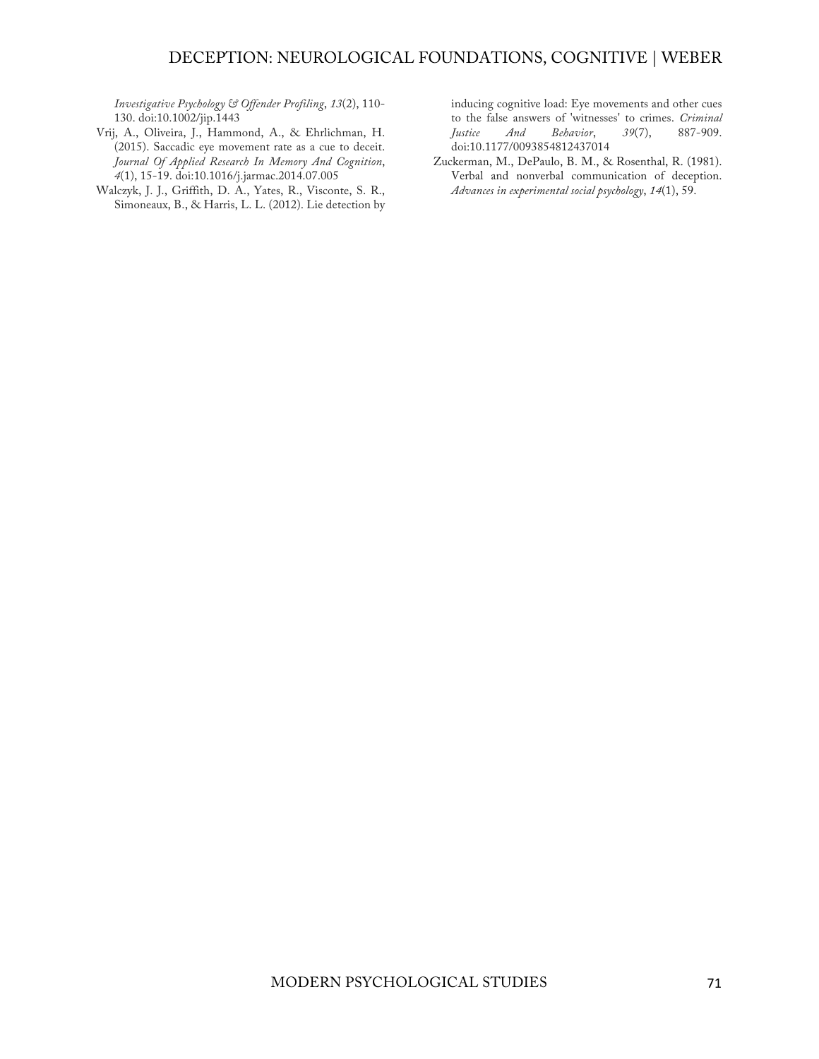*Investigative Psychology & Offender Profiling*, *13*(2), 110-130. doi:10.1002/jip.1443

Vrij, A., Oliveira, J., Hammond, A., & Ehrlichman, H. (2015). Saccadic eye movement rate as a cue to deceit. *Journal Of Applied Research In Memory And Cognition*, *4*(1), 15-19. doi:10.1016/j.jarmac.2014.07.005

Walczyk, J. J., Griffith, D. A., Yates, R., Visconte, S. R., Simoneaux, B., & Harris, L. L. (2012). Lie detection by inducing cognitive load: Eye movements and other cues to the false answers of 'witnesses' to crimes. *Criminal Justice And Behavior*, *39*(7), 887-909. doi:10.1177/0093854812437014

Zuckerman, M., DePaulo, B. M., & Rosenthal, R. (1981). Verbal and nonverbal communication of deception. *Advances in experimental social psychology*, *14*(1), 59.